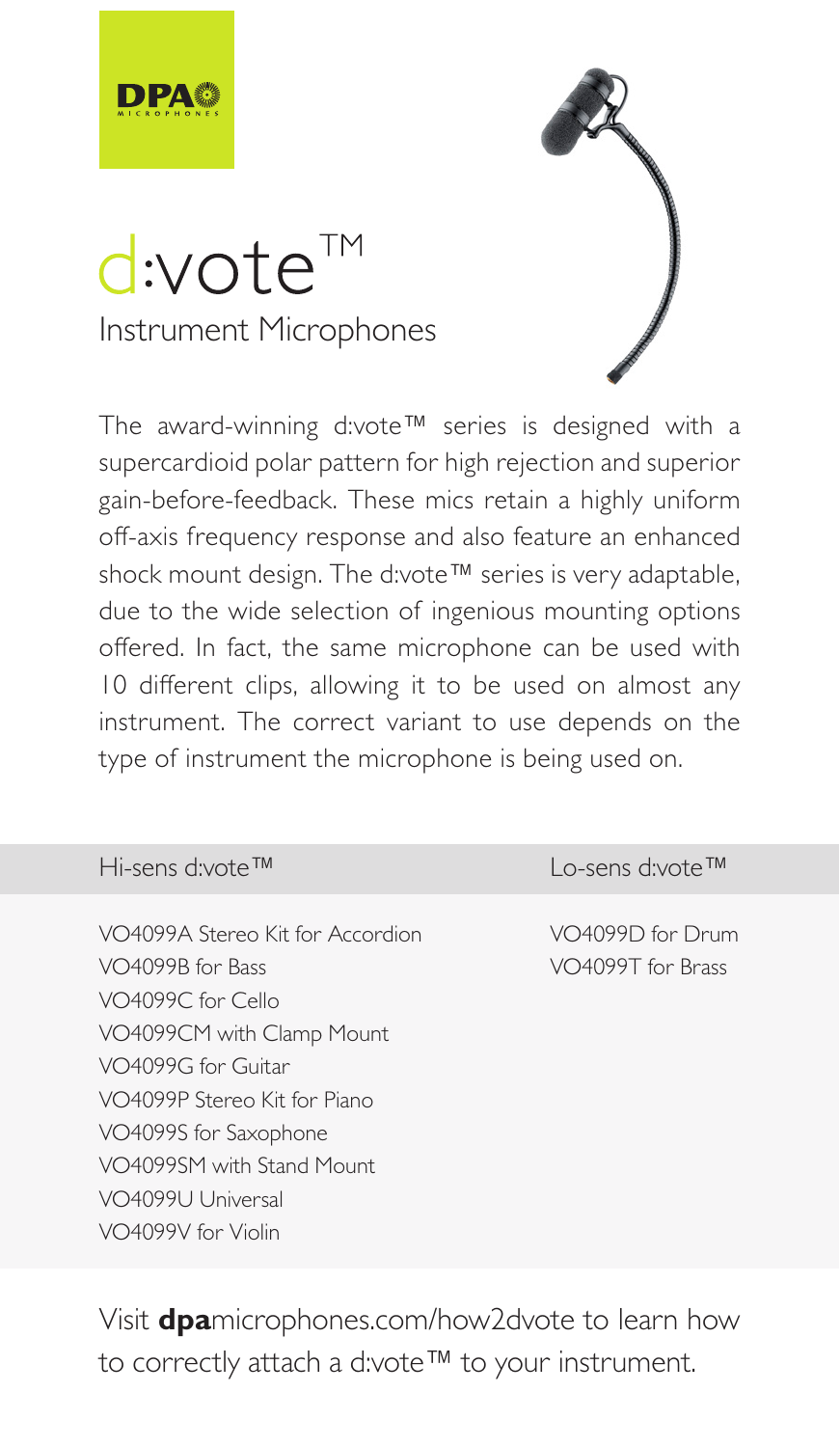DPA MICROPHONES

# d:vote™

## Instrument Microphones

The award-winning d:vote™ series is designed with a supercardioid polar pattern for high rejection and superior gain-before-feedback. These mics retain a highly uniform off-axis frequency response and also feature an enhanced shock mount design. The d:vote™ series is very adaptable, due to the wide selection of ingenious mounting options offered. In fact, the same microphone can be used with 10 different clips, allowing it to be used on almost any instrument. The correct variant to use depends on the type of instrument the microphone is being used on.

| Hi-sens d:vote™ | Lo-sens d:vote™ |
|---|---|
| VO4099A Stereo Kit for Accordion | VO4099D for Drum |
| VO4099B for Bass | VO4099T for Brass |
| VO4099C for Cello | |
| VO4099CM with Clamp Mount | |
| VO4099G for Guitar | |
| VO4099P Stereo Kit for Piano | |
| VO4099S for Saxophone | |
| VO4099SM with Stand Mount | |
| VO4099U Universal | |
| VO4099V for Violin | |

Visit **dpa**microphones.com/how2dvote to learn how to correctly attach a d:vote™ to your instrument.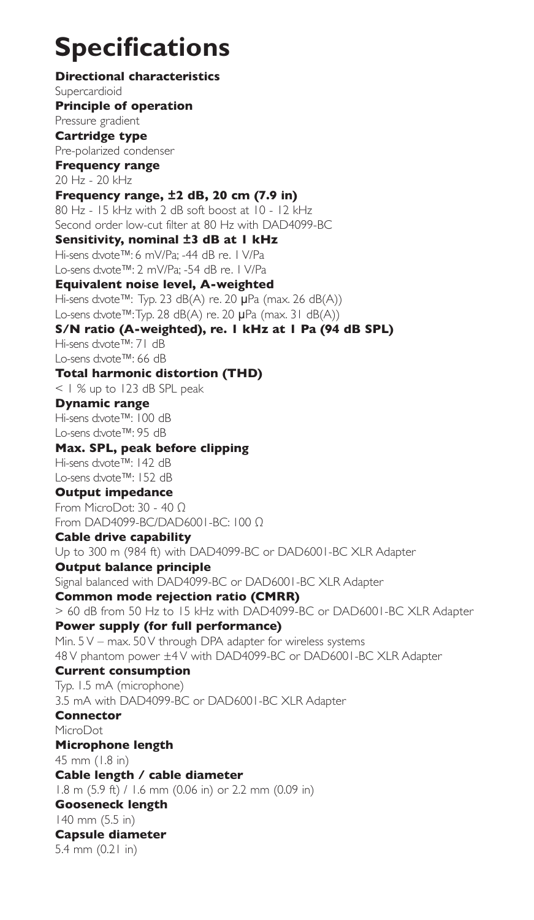# Specifications

**Directional characteristics**
Supercardioid

**Principle of operation**
Pressure gradient

**Cartridge type**
Pre-polarized condenser

**Frequency range**
20 Hz - 20 kHz

**Frequency range, ±2 dB, 20 cm (7.9 in)**
80 Hz - 15 kHz with 2 dB soft boost at 10 - 12 kHz
Second order low-cut filter at 80 Hz with DAD4099-BC

**Sensitivity, nominal ±3 dB at 1 kHz**
Hi-sens d:vote™: 6 mV/Pa; -44 dB re. 1 V/Pa
Lo-sens d:vote™: 2 mV/Pa; -54 dB re. 1 V/Pa

**Equivalent noise level, A-weighted**
Hi-sens d:vote™: Typ. 23 dB(A) re. 20 μPa (max. 26 dB(A))
Lo-sens d:vote™: Typ. 28 dB(A) re. 20 μPa (max. 31 dB(A))

**S/N ratio (A-weighted), re. 1 kHz at 1 Pa (94 dB SPL)**
Hi-sens d:vote™: 71 dB
Lo-sens d:vote™: 66 dB

**Total harmonic distortion (THD)**
< 1 % up to 123 dB SPL peak

**Dynamic range**
Hi-sens d:vote™: 100 dB
Lo-sens d:vote™: 95 dB

**Max. SPL, peak before clipping**
Hi-sens d:vote™: 142 dB
Lo-sens d:vote™: 152 dB

**Output impedance**
From MicroDot: 30 - 40 Ω
From DAD4099-BC/DAD6001-BC: 100 Ω

**Cable drive capability**
Up to 300 m (984 ft) with DAD4099-BC or DAD6001-BC XLR Adapter

**Output balance principle**
Signal balanced with DAD4099-BC or DAD6001-BC XLR Adapter

**Common mode rejection ratio (CMRR)**
> 60 dB from 50 Hz to 15 kHz with DAD4099-BC or DAD6001-BC XLR Adapter

**Power supply (for full performance)**
Min. 5 V – max. 50 V through DPA adapter for wireless systems
48 V phantom power ±4 V with DAD4099-BC or DAD6001-BC XLR Adapter

**Current consumption**
Typ. 1.5 mA (microphone)
3.5 mA with DAD4099-BC or DAD6001-BC XLR Adapter

**Connector**
MicroDot

**Microphone length**
45 mm (1.8 in)

**Cable length / cable diameter**
1.8 m (5.9 ft) / 1.6 mm (0.06 in) or 2.2 mm (0.09 in)

**Gooseneck length**
140 mm (5.5 in)

**Capsule diameter**
5.4 mm (0.21 in)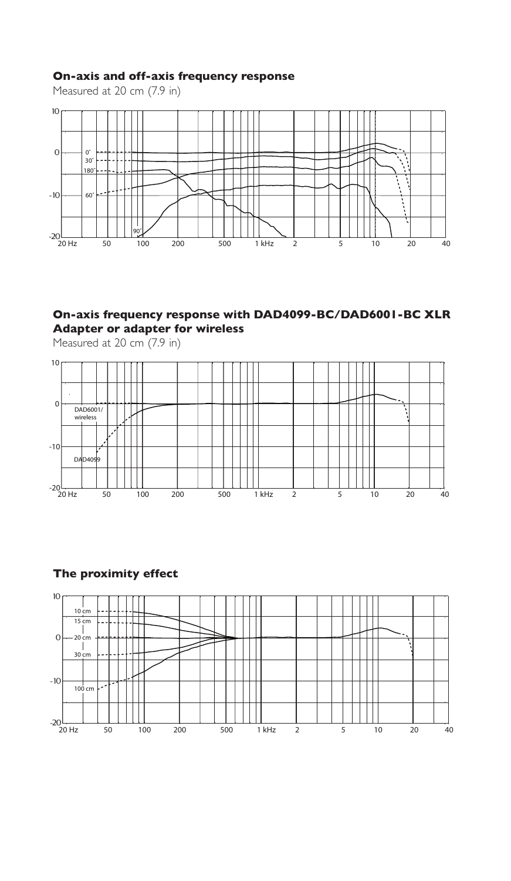**On-axis and off-axis frequency response**

Measured at 20 cm (7.9 in)

10
0
-10
-20

0˚
30˚
180˚
60˚
90˚

20 Hz 50 100 200 500 1 kHz 2 5 10 20 40

**On-axis frequency response with DAD4099-BC/DAD6001-BC XLR Adapter or adapter for wireless**

Measured at 20 cm (7.9 in)

10
0
-10
-20

DAD6001/
wireless
DAD4099

20 Hz 50 100 200 500 1 kHz 2 5 10 20 40

**The proximity effect**

10
0
-10
-20

10 cm
15 cm
20 cm
30 cm
100 cm

20 Hz 50 100 200 500 1 kHz 2 5 10 20 40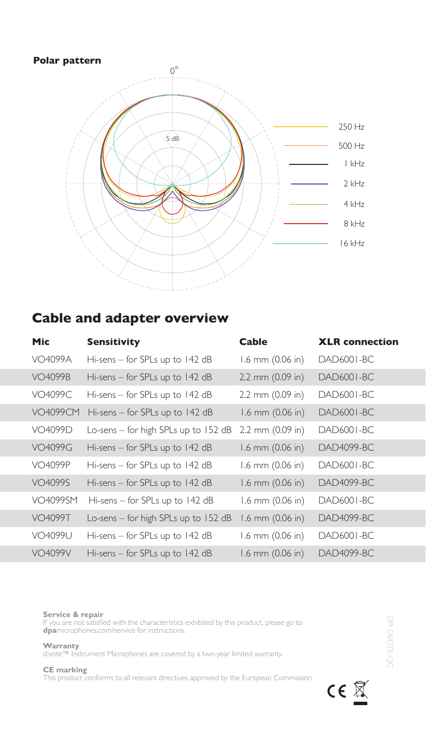**Polar pattern**

0°

5 dB

250 Hz
500 Hz
1 kHz
2 kHz
4 kHz
8 kHz
16 kHz

## Cable and adapter overview

| Mic | Sensitivity | Cable | XLR connection |
|---|---|---|---|
| VO4099A | Hi-sens – for SPLs up to 142 dB | 1.6 mm (0.06 in) | DAD6001-BC |
| VO4099B | Hi-sens – for SPLs up to 142 dB | 2.2 mm (0.09 in) | DAD6001-BC |
| VO4099C | Hi-sens – for SPLs up to 142 dB | 2.2 mm (0.09 in) | DAD6001-BC |
| VO4099CM | Hi-sens – for SPLs up to 142 dB | 1.6 mm (0.06 in) | DAD6001-BC |
| VO4099D | Lo-sens – for high SPLs up to 152 dB | 2.2 mm (0.09 in) | DAD6001-BC |
| VO4099G | Hi-sens – for SPLs up to 142 dB | 1.6 mm (0.06 in) | DAD4099-BC |
| VO4099P | Hi-sens – for SPLs up to 142 dB | 1.6 mm (0.06 in) | DAD6001-BC |
| VO4099S | Hi-sens – for SPLs up to 142 dB | 1.6 mm (0.06 in) | DAD4099-BC |
| VO4099SM | Hi-sens – for SPLs up to 142 dB | 1.6 mm (0.06 in) | DAD6001-BC |
| VO4099T | Lo-sens – for high SPLs up to 152 dB | 1.6 mm (0.06 in) | DAD4099-BC |
| VO4099U | Hi-sens – for SPLs up to 142 dB | 1.6 mm (0.06 in) | DAD6001-BC |
| VO4099V | Hi-sens – for SPLs up to 142 dB | 1.6 mm (0.06 in) | DAD4099-BC |

**Service & repair**
If you are not satisfied with the characteristics exhibited by this product, please go to **dpa**microphones.com/service for instructions.

**Warranty**
d:vote™ Instrument Microphones are covered by a two-year limited warranty.

**CE marking**
This product conforms to all relevant directives approved by the European Commission.

DPI-DVOTE-QG